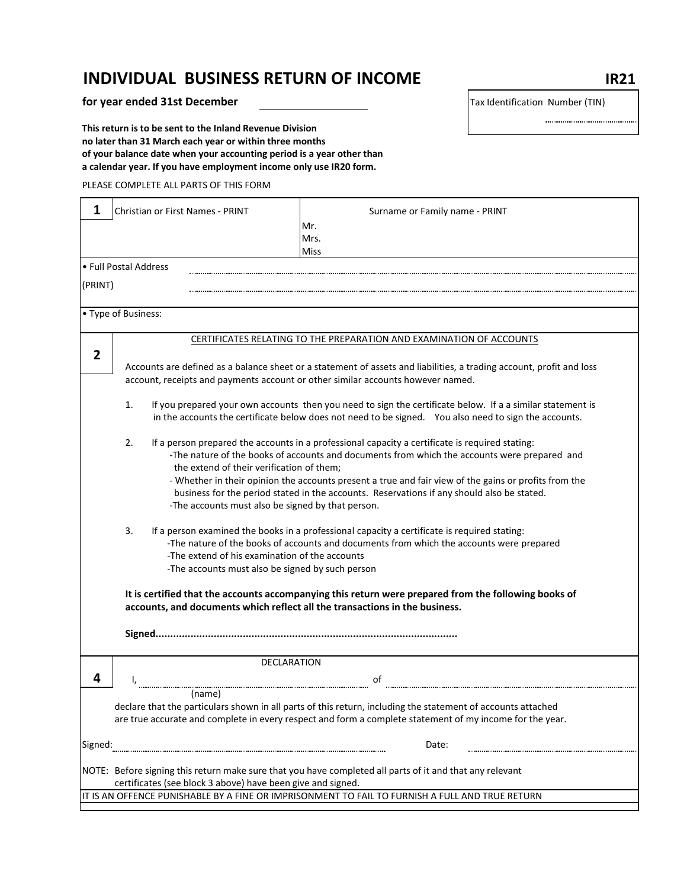# INDIVIDUAL BUSINESS RETURN OF INCOME

**IR21**

**for year ended 31st December** ____________________

Tax Identification Number (TIN)

..............................

**This return is to be sent to the Inland Revenue Division no later than 31 March each year or within three months of your balance date when your accounting period is a year other than a calendar year. If you have employment income only use IR20 form.**

PLEASE COMPLETE ALL PARTS OF THIS FORM

## 1

| Christian or First Names - PRINT | Surname or Family name - PRINT |
|---|---|
| | Mr.<br>Mrs.<br>Miss |

- Full Postal Address (PRINT) ............................................................

  ............................................................

- Type of Business:

## 2

CERTIFICATES RELATING TO THE PREPARATION AND EXAMINATION OF ACCOUNTS

Accounts are defined as a balance sheet or a statement of assets and liabilities, a trading account, profit and loss account, receipts and payments account or other similar accounts however named.

1. If you prepared your own accounts then you need to sign the certificate below. If a a similar statement is in the accounts the certificate below does not need to be signed. You also need to sign the accounts.

2. If a person prepared the accounts in a professional capacity a certificate is required stating:
   - The nature of the books of accounts and documents from which the accounts were prepared and the extend of their verification of them;
   - Whether in their opinion the accounts present a true and fair view of the gains or profits from the business for the period stated in the accounts. Reservations if any should also be stated.
   - The accounts must also be signed by that person.

3. If a person examined the books in a professional capacity a certificate is required stating:
   - The nature of the books of accounts and documents from which the accounts were prepared
   - The extend of his examination of the accounts
   - The accounts must also be signed by such person

**It is certified that the accounts accompanying this return were prepared from the following books of accounts, and documents which reflect all the transactions in the business.**

**Signed......................................................................................................**

## 4

DECLARATION

I, ............................................................ of ............................................................
(name)

declare that the particulars shown in all parts of this return, including the statement of accounts attached are true accurate and complete in every respect and form a complete statement of my income for the year.

Signed: ............................................................ Date: ..............................

NOTE: Before signing this return make sure that you have completed all parts of it and that any relevant certificates (see block 3 above) have been give and signed.

IT IS AN OFFENCE PUNISHABLE BY A FINE OR IMPRISONMENT TO FAIL TO FURNISH A FULL AND TRUE RETURN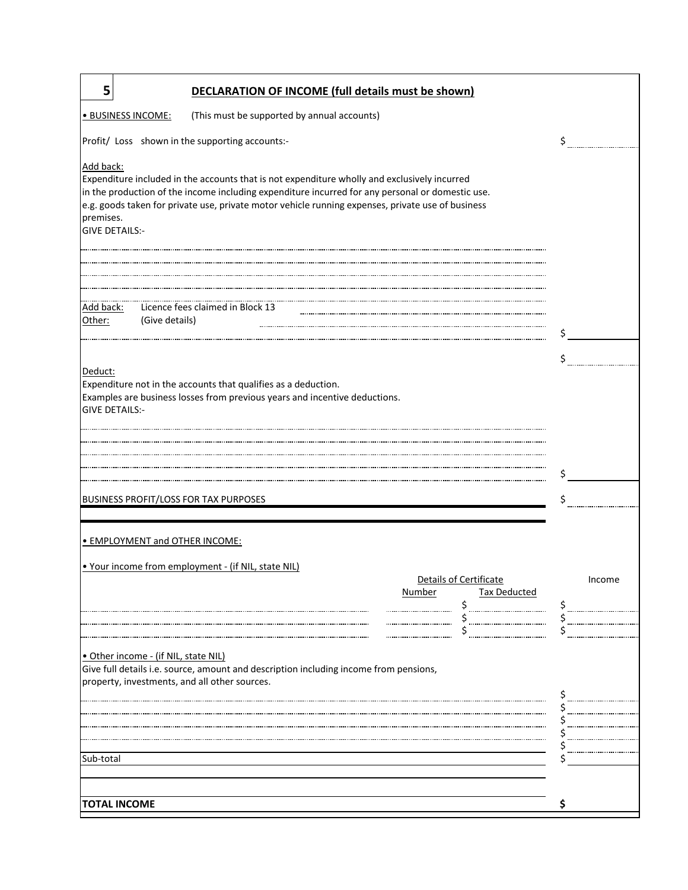## 5 DECLARATION OF INCOME (full details must be shown)

• BUSINESS INCOME: (This must be supported by annual accounts)

Profit/ Loss shown in the supporting accounts:- $ ..........

Add back:
Expenditure included in the accounts that is not expenditure wholly and exclusively incurred in the production of the income including expenditure incurred for any personal or domestic use.
e.g. goods taken for private use, private motor vehicle running expenses, private use of business premises.
GIVE DETAILS:-

..........

..........

..........

..........

Add back: Licence fees claimed in Block 13 ..........
Other: (Give details) ..........

.......... $ ..........

$ ..........

Deduct:
Expenditure not in the accounts that qualifies as a deduction.
Examples are business losses from previous years and incentive deductions.
GIVE DETAILS:-

..........

..........

..........

.......... $ ..........

BUSINESS PROFIT/LOSS FOR TAX PURPOSES $ ..........

• EMPLOYMENT and OTHER INCOME:

• Your income from employment - (if NIL, state NIL)

| | Details of Certificate | | Income |
|---|---|---|---|
| | Number | Tax Deducted | |
| .......... | .......... | $ .......... | $ .......... |
| .......... | .......... | $ .......... | $ .......... |
| .......... | .......... | $ .......... | $ .......... |

• Other income - (if NIL, state NIL)
Give full details i.e. source, amount and description including income from pensions, property, investments, and all other sources.

| | |
|---|---|
| | $ .......... |
| .......... | $ .......... |
| .......... | $ .......... |
| .......... | $ .......... |
| .......... | $ .......... |
| Sub-total | $ .......... |

**TOTAL INCOME** **$**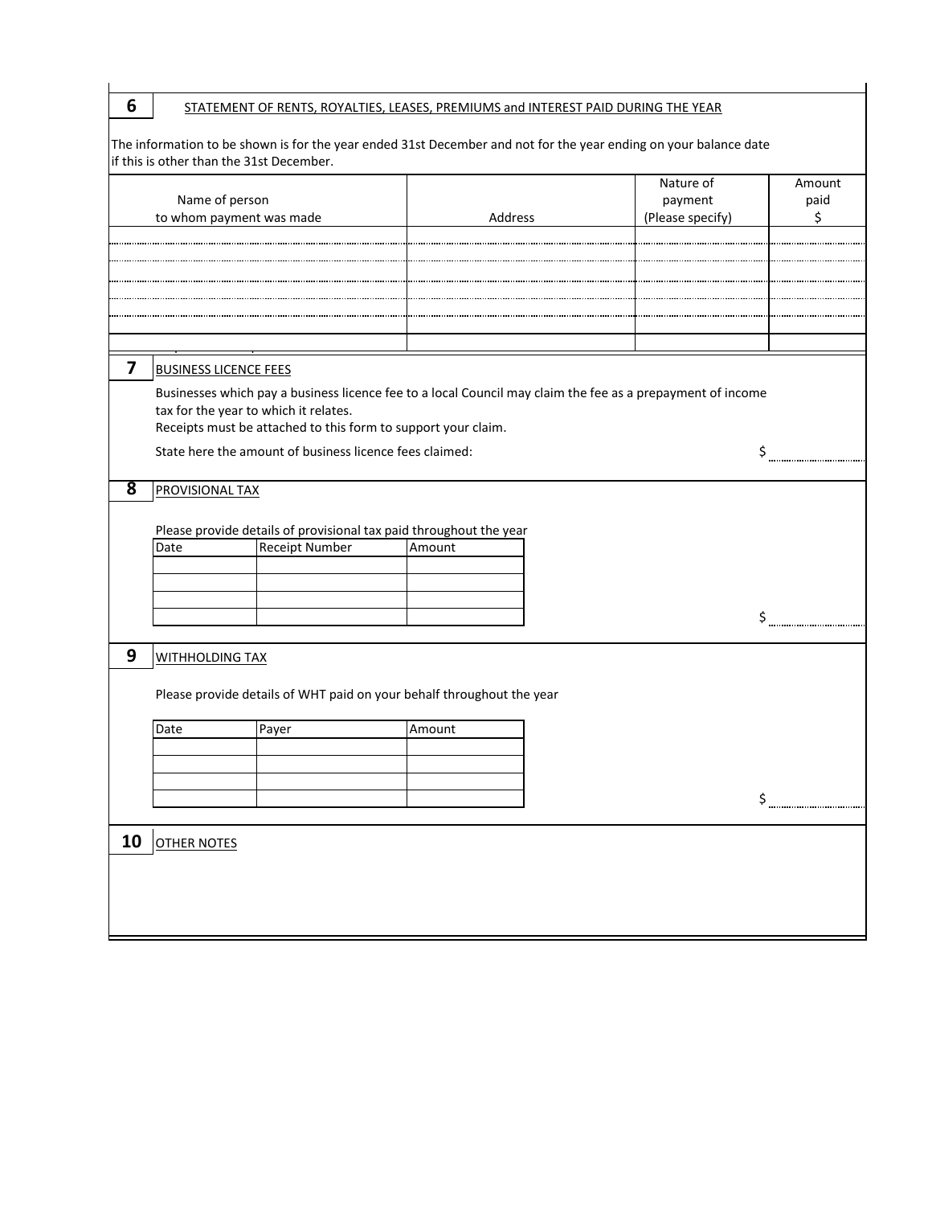## 6 STATEMENT OF RENTS, ROYALTIES, LEASES, PREMIUMS and INTEREST PAID DURING THE YEAR

The information to be shown is for the year ended 31st December and not for the year ending on your balance date if this is other than the 31st December.

| Name of person to whom payment was made | Address | Nature of payment (Please specify) | Amount paid $ |
|---|---|---|---|
| | | | |
| | | | |
| | | | |
| | | | |
| | | | |
| | | | |

## 7 BUSINESS LICENCE FEES

Businesses which pay a business licence fee to a local Council may claim the fee as a prepayment of income tax for the year to which it relates.
Receipts must be attached to this form to support your claim.

State here the amount of business licence fees claimed: $ ..................

## 8 PROVISIONAL TAX

Please provide details of provisional tax paid throughout the year

| Date | Receipt Number | Amount |
|---|---|---|
| | | |
| | | |
| | | |
| | | |

$ ..................

## 9 WITHHOLDING TAX

Please provide details of WHT paid on your behalf throughout the year

| Date | Payer | Amount |
|---|---|---|
| | | |
| | | |
| | | |
| | | |

$ ..................

## 10 OTHER NOTES